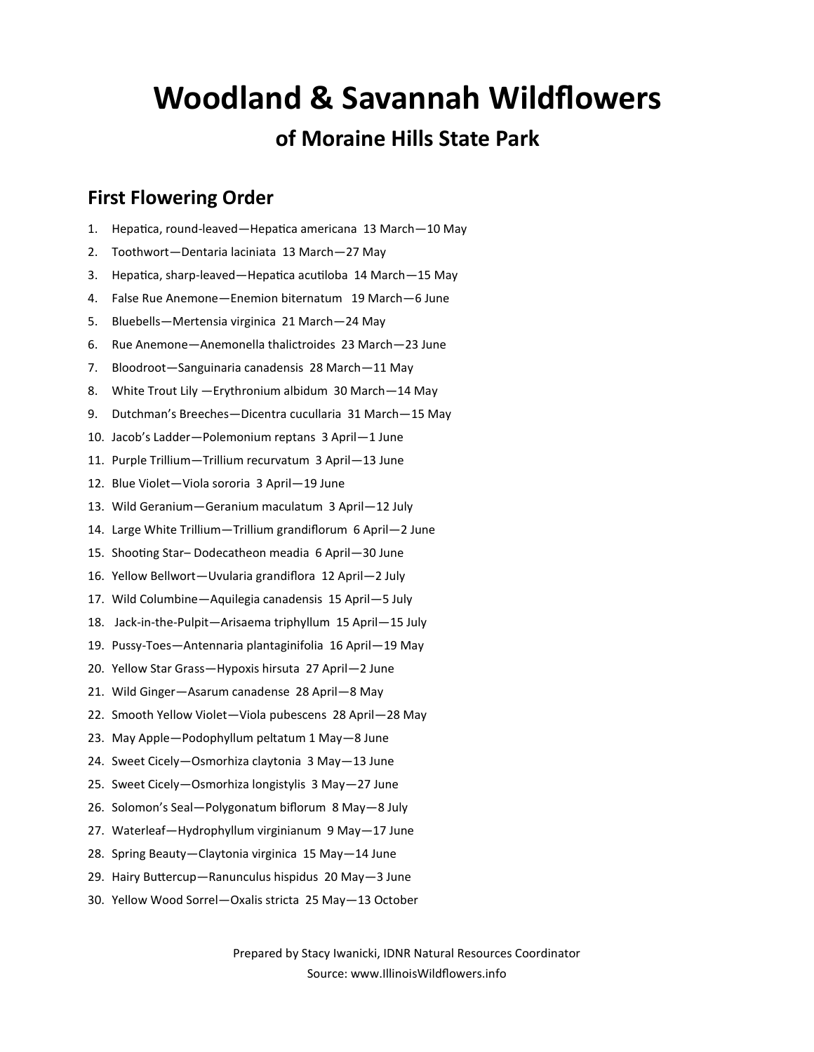# Woodland & Savannah Wildflowers

## of Moraine Hills State Park

### First Flowering Order

1. Hepatica, round-leaved—Hepatica americana 13 March—10 May
2. Toothwort—Dentaria laciniata 13 March—27 May
3. Hepatica, sharp-leaved—Hepatica acutiloba 14 March—15 May
4. False Rue Anemone—Enemion biternatum 19 March—6 June
5. Bluebells—Mertensia virginica 21 March—24 May
6. Rue Anemone—Anemonella thalictroides 23 March—23 June
7. Bloodroot—Sanguinaria canadensis 28 March—11 May
8. White Trout Lily —Erythronium albidum 30 March—14 May
9. Dutchman's Breeches—Dicentra cucullaria 31 March—15 May
10. Jacob's Ladder—Polemonium reptans 3 April—1 June
11. Purple Trillium—Trillium recurvatum 3 April—13 June
12. Blue Violet—Viola sororia 3 April—19 June
13. Wild Geranium—Geranium maculatum 3 April—12 July
14. Large White Trillium—Trillium grandiflorum 6 April—2 June
15. Shooting Star– Dodecatheon meadia 6 April—30 June
16. Yellow Bellwort—Uvularia grandiflora 12 April—2 July
17. Wild Columbine—Aquilegia canadensis 15 April—5 July
18. Jack-in-the-Pulpit—Arisaema triphyllum 15 April—15 July
19. Pussy-Toes—Antennaria plantaginifolia 16 April—19 May
20. Yellow Star Grass—Hypoxis hirsuta 27 April—2 June
21. Wild Ginger—Asarum canadense 28 April—8 May
22. Smooth Yellow Violet—Viola pubescens 28 April—28 May
23. May Apple—Podophyllum peltatum 1 May—8 June
24. Sweet Cicely—Osmorhiza claytonia 3 May—13 June
25. Sweet Cicely—Osmorhiza longistylis 3 May—27 June
26. Solomon's Seal—Polygonatum biflorum 8 May—8 July
27. Waterleaf—Hydrophyllum virginianum 9 May—17 June
28. Spring Beauty—Claytonia virginica 15 May—14 June
29. Hairy Buttercup—Ranunculus hispidus 20 May—3 June
30. Yellow Wood Sorrel—Oxalis stricta 25 May—13 October

Prepared by Stacy Iwanicki, IDNR Natural Resources Coordinator

Source: www.IllinoisWildflowers.info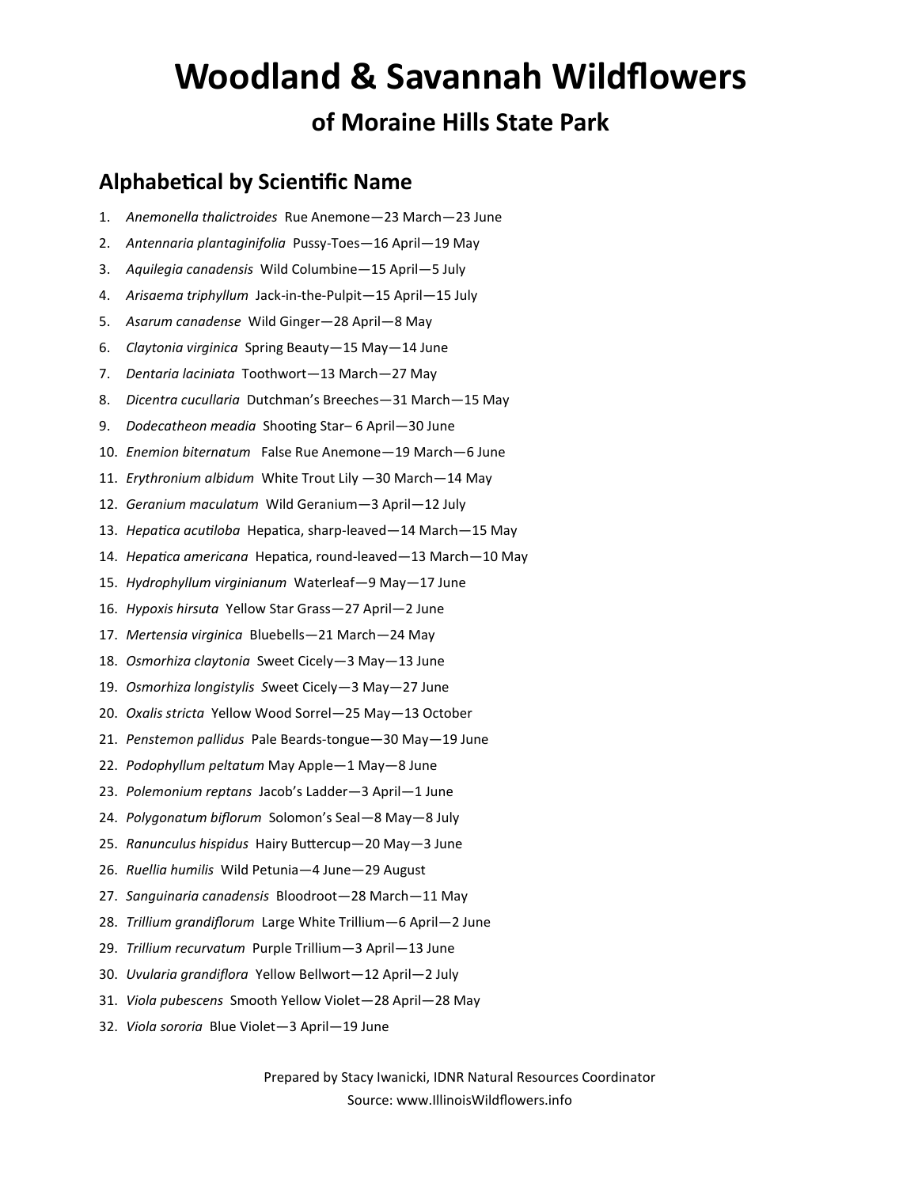# Woodland & Savannah Wildflowers

## of Moraine Hills State Park

### Alphabetical by Scientific Name

1. *Anemonella thalictroides* Rue Anemone—23 March—23 June
2. *Antennaria plantaginifolia* Pussy-Toes—16 April—19 May
3. *Aquilegia canadensis* Wild Columbine—15 April—5 July
4. *Arisaema triphyllum* Jack-in-the-Pulpit—15 April—15 July
5. *Asarum canadense* Wild Ginger—28 April—8 May
6. *Claytonia virginica* Spring Beauty—15 May—14 June
7. *Dentaria laciniata* Toothwort—13 March—27 May
8. *Dicentra cucullaria* Dutchman's Breeches—31 March—15 May
9. *Dodecatheon meadia* Shooting Star– 6 April—30 June
10. *Enemion biternatum* False Rue Anemone—19 March—6 June
11. *Erythronium albidum* White Trout Lily —30 March—14 May
12. *Geranium maculatum* Wild Geranium—3 April—12 July
13. *Hepatica acutiloba* Hepatica, sharp-leaved—14 March—15 May
14. *Hepatica americana* Hepatica, round-leaved—13 March—10 May
15. *Hydrophyllum virginianum* Waterleaf—9 May—17 June
16. *Hypoxis hirsuta* Yellow Star Grass—27 April—2 June
17. *Mertensia virginica* Bluebells—21 March—24 May
18. *Osmorhiza claytonia* Sweet Cicely—3 May—13 June
19. *Osmorhiza longistylis* *S*weet Cicely—3 May—27 June
20. *Oxalis stricta* Yellow Wood Sorrel—25 May—13 October
21. *Penstemon pallidus* Pale Beards-tongue—30 May—19 June
22. *Podophyllum peltatum* May Apple—1 May—8 June
23. *Polemonium reptans* Jacob's Ladder—3 April—1 June
24. *Polygonatum biflorum* Solomon's Seal—8 May—8 July
25. *Ranunculus hispidus* Hairy Buttercup—20 May—3 June
26. *Ruellia humilis* Wild Petunia—4 June—29 August
27. *Sanguinaria canadensis* Bloodroot—28 March—11 May
28. *Trillium grandiflorum* Large White Trillium—6 April—2 June
29. *Trillium recurvatum* Purple Trillium—3 April—13 June
30. *Uvularia grandiflora* Yellow Bellwort—12 April—2 July
31. *Viola pubescens* Smooth Yellow Violet—28 April—28 May
32. *Viola sororia* Blue Violet—3 April—19 June

Prepared by Stacy Iwanicki, IDNR Natural Resources Coordinator
Source: www.IllinoisWildflowers.info